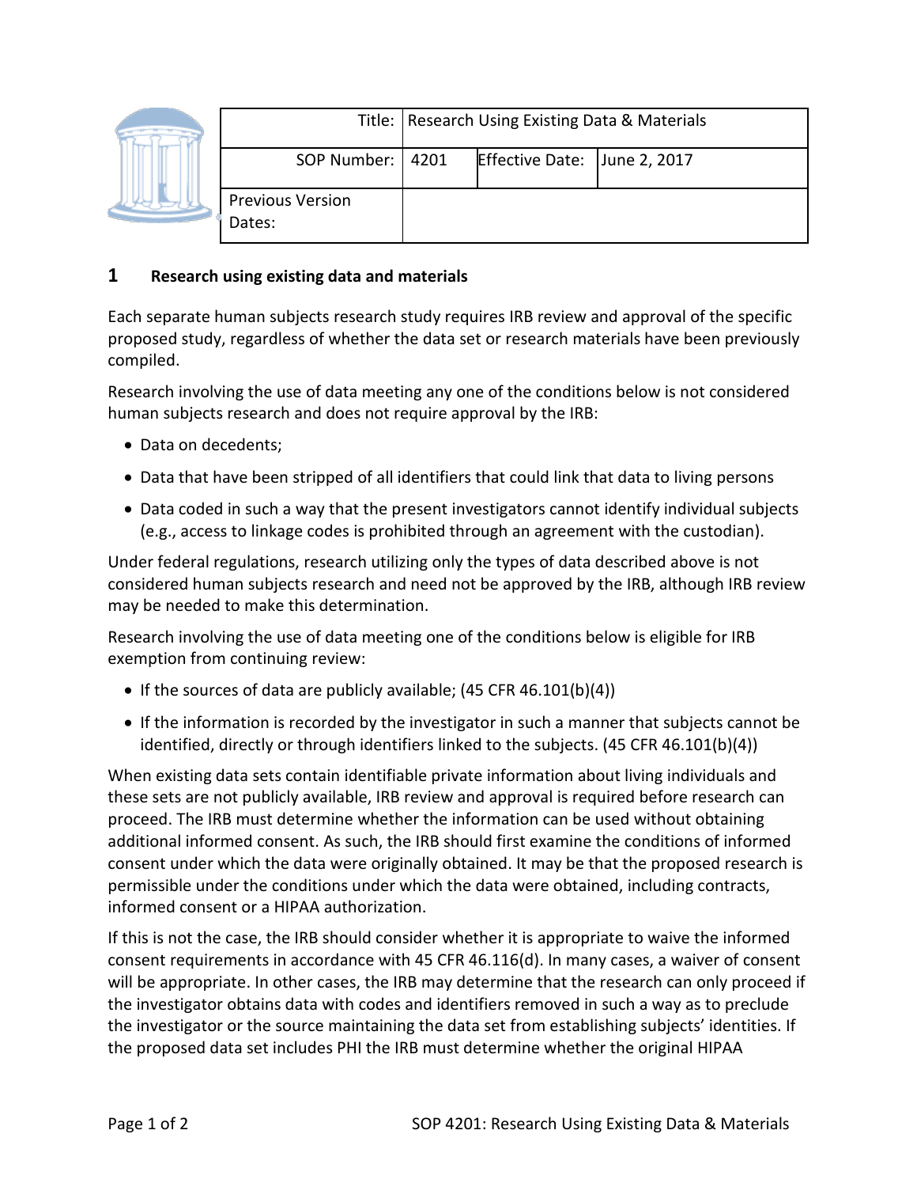| Title: | Research Using Existing Data & Materials | | |
|---|---|---|---|
| SOP Number: | 4201 | Effective Date: | June 2, 2017 |
| Previous Version Dates: | | | |

## 1 Research using existing data and materials

Each separate human subjects research study requires IRB review and approval of the specific proposed study, regardless of whether the data set or research materials have been previously compiled.

Research involving the use of data meeting any one of the conditions below is not considered human subjects research and does not require approval by the IRB:

- Data on decedents;
- Data that have been stripped of all identifiers that could link that data to living persons
- Data coded in such a way that the present investigators cannot identify individual subjects (e.g., access to linkage codes is prohibited through an agreement with the custodian).

Under federal regulations, research utilizing only the types of data described above is not considered human subjects research and need not be approved by the IRB, although IRB review may be needed to make this determination.

Research involving the use of data meeting one of the conditions below is eligible for IRB exemption from continuing review:

- If the sources of data are publicly available; (45 CFR 46.101(b)(4))
- If the information is recorded by the investigator in such a manner that subjects cannot be identified, directly or through identifiers linked to the subjects. (45 CFR 46.101(b)(4))

When existing data sets contain identifiable private information about living individuals and these sets are not publicly available, IRB review and approval is required before research can proceed. The IRB must determine whether the information can be used without obtaining additional informed consent. As such, the IRB should first examine the conditions of informed consent under which the data were originally obtained. It may be that the proposed research is permissible under the conditions under which the data were obtained, including contracts, informed consent or a HIPAA authorization.

If this is not the case, the IRB should consider whether it is appropriate to waive the informed consent requirements in accordance with 45 CFR 46.116(d). In many cases, a waiver of consent will be appropriate. In other cases, the IRB may determine that the research can only proceed if the investigator obtains data with codes and identifiers removed in such a way as to preclude the investigator or the source maintaining the data set from establishing subjects' identities. If the proposed data set includes PHI the IRB must determine whether the original HIPAA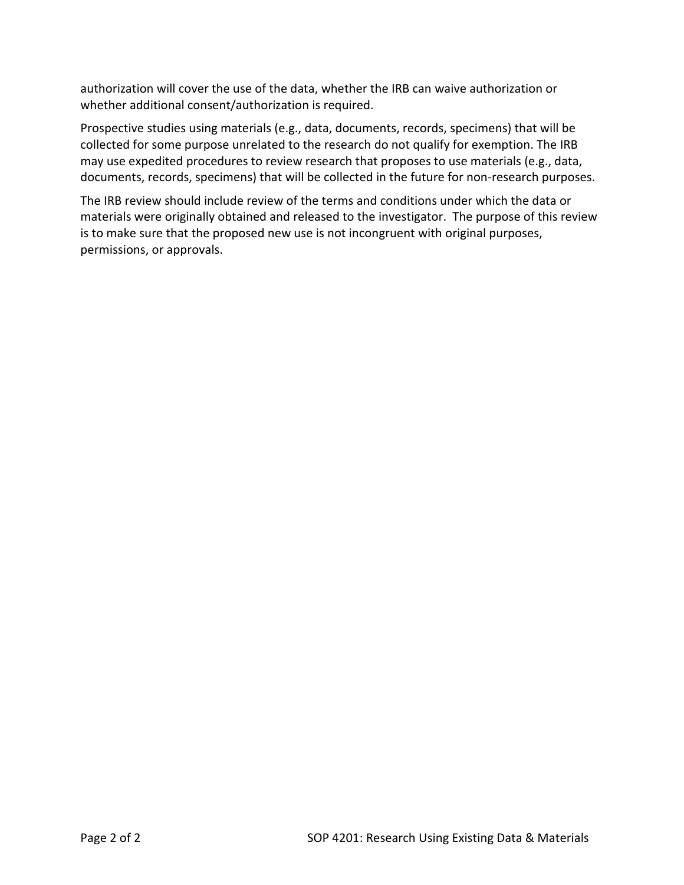authorization will cover the use of the data, whether the IRB can waive authorization or whether additional consent/authorization is required.

Prospective studies using materials (e.g., data, documents, records, specimens) that will be collected for some purpose unrelated to the research do not qualify for exemption. The IRB may use expedited procedures to review research that proposes to use materials (e.g., data, documents, records, specimens) that will be collected in the future for non-research purposes.

The IRB review should include review of the terms and conditions under which the data or materials were originally obtained and released to the investigator. The purpose of this review is to make sure that the proposed new use is not incongruent with original purposes, permissions, or approvals.